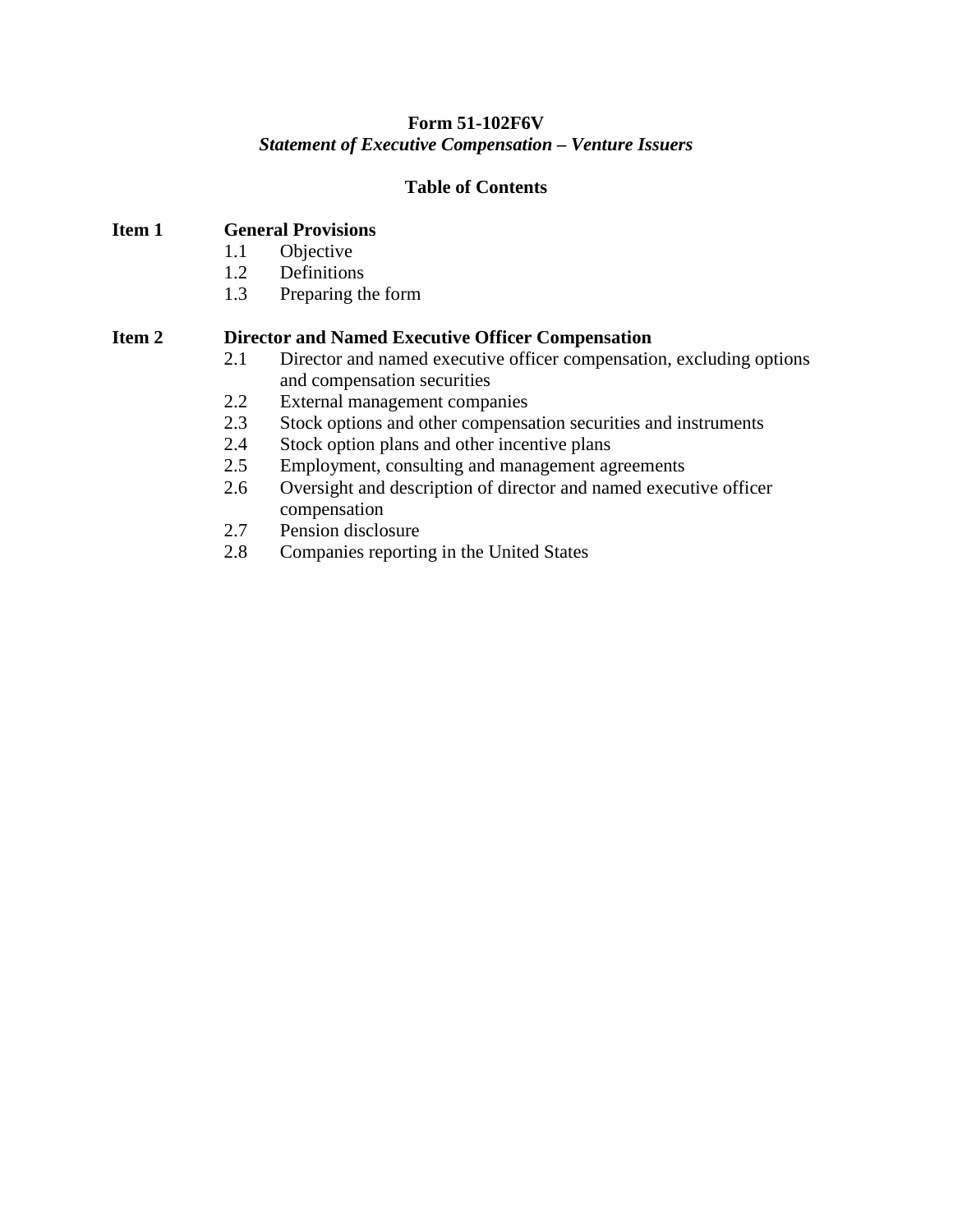# Form 51-102F6V

## *Statement of Executive Compensation – Venture Issuers*

### Table of Contents

**Item 1 General Provisions**

- 1.1 Objective
- 1.2 Definitions
- 1.3 Preparing the form

**Item 2 Director and Named Executive Officer Compensation**

- 2.1 Director and named executive officer compensation, excluding options and compensation securities
- 2.2 External management companies
- 2.3 Stock options and other compensation securities and instruments
- 2.4 Stock option plans and other incentive plans
- 2.5 Employment, consulting and management agreements
- 2.6 Oversight and description of director and named executive officer compensation
- 2.7 Pension disclosure
- 2.8 Companies reporting in the United States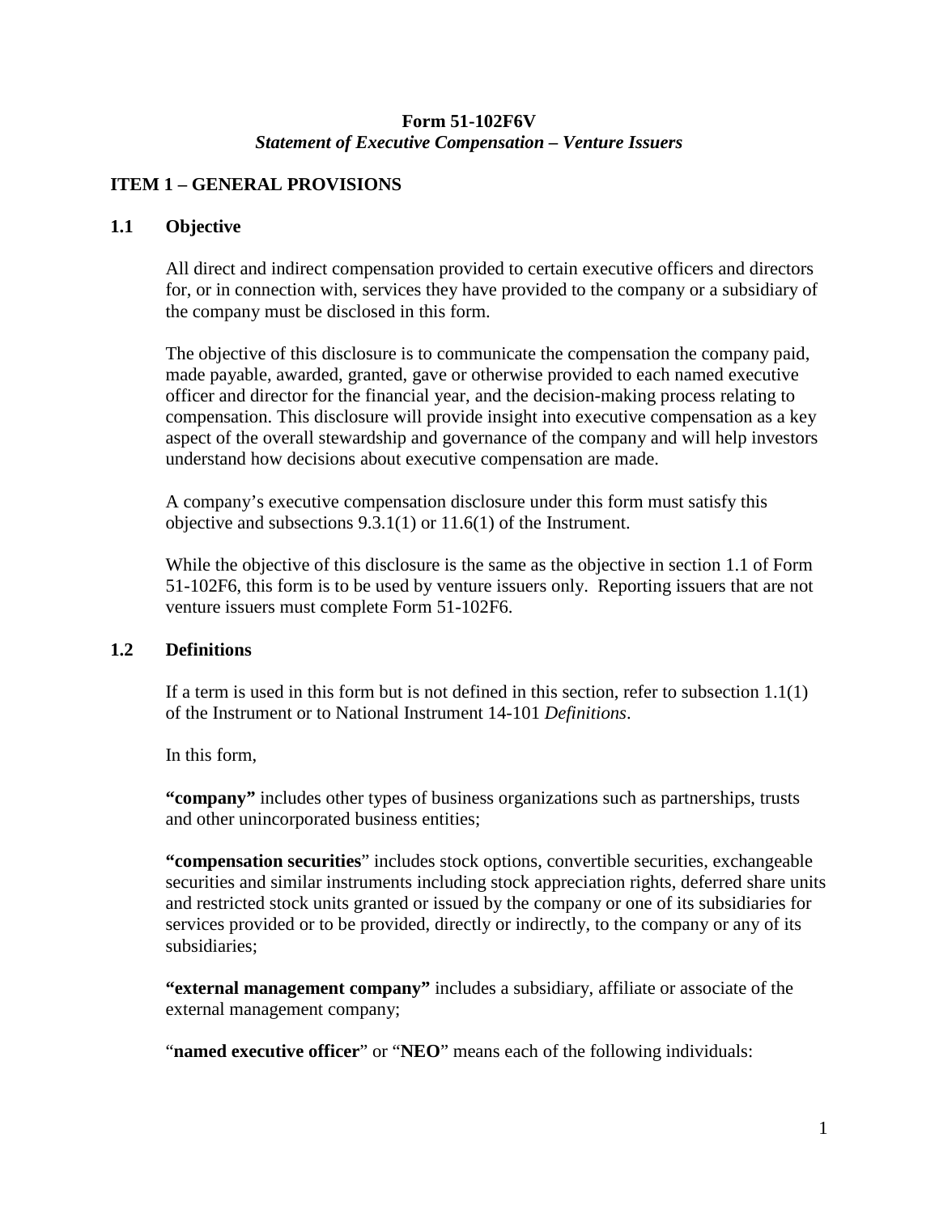**Form 51-102F6V**
***Statement of Executive Compensation – Venture Issuers***

## ITEM 1 – GENERAL PROVISIONS

### 1.1 Objective

All direct and indirect compensation provided to certain executive officers and directors for, or in connection with, services they have provided to the company or a subsidiary of the company must be disclosed in this form.

The objective of this disclosure is to communicate the compensation the company paid, made payable, awarded, granted, gave or otherwise provided to each named executive officer and director for the financial year, and the decision-making process relating to compensation. This disclosure will provide insight into executive compensation as a key aspect of the overall stewardship and governance of the company and will help investors understand how decisions about executive compensation are made.

A company's executive compensation disclosure under this form must satisfy this objective and subsections 9.3.1(1) or 11.6(1) of the Instrument.

While the objective of this disclosure is the same as the objective in section 1.1 of Form 51-102F6, this form is to be used by venture issuers only. Reporting issuers that are not venture issuers must complete Form 51-102F6.

### 1.2 Definitions

If a term is used in this form but is not defined in this section, refer to subsection 1.1(1) of the Instrument or to National Instrument 14-101 *Definitions*.

In this form,

**"company"** includes other types of business organizations such as partnerships, trusts and other unincorporated business entities;

**"compensation securities"** includes stock options, convertible securities, exchangeable securities and similar instruments including stock appreciation rights, deferred share units and restricted stock units granted or issued by the company or one of its subsidiaries for services provided or to be provided, directly or indirectly, to the company or any of its subsidiaries;

**"external management company"** includes a subsidiary, affiliate or associate of the external management company;

"**named executive officer**" or "**NEO**" means each of the following individuals: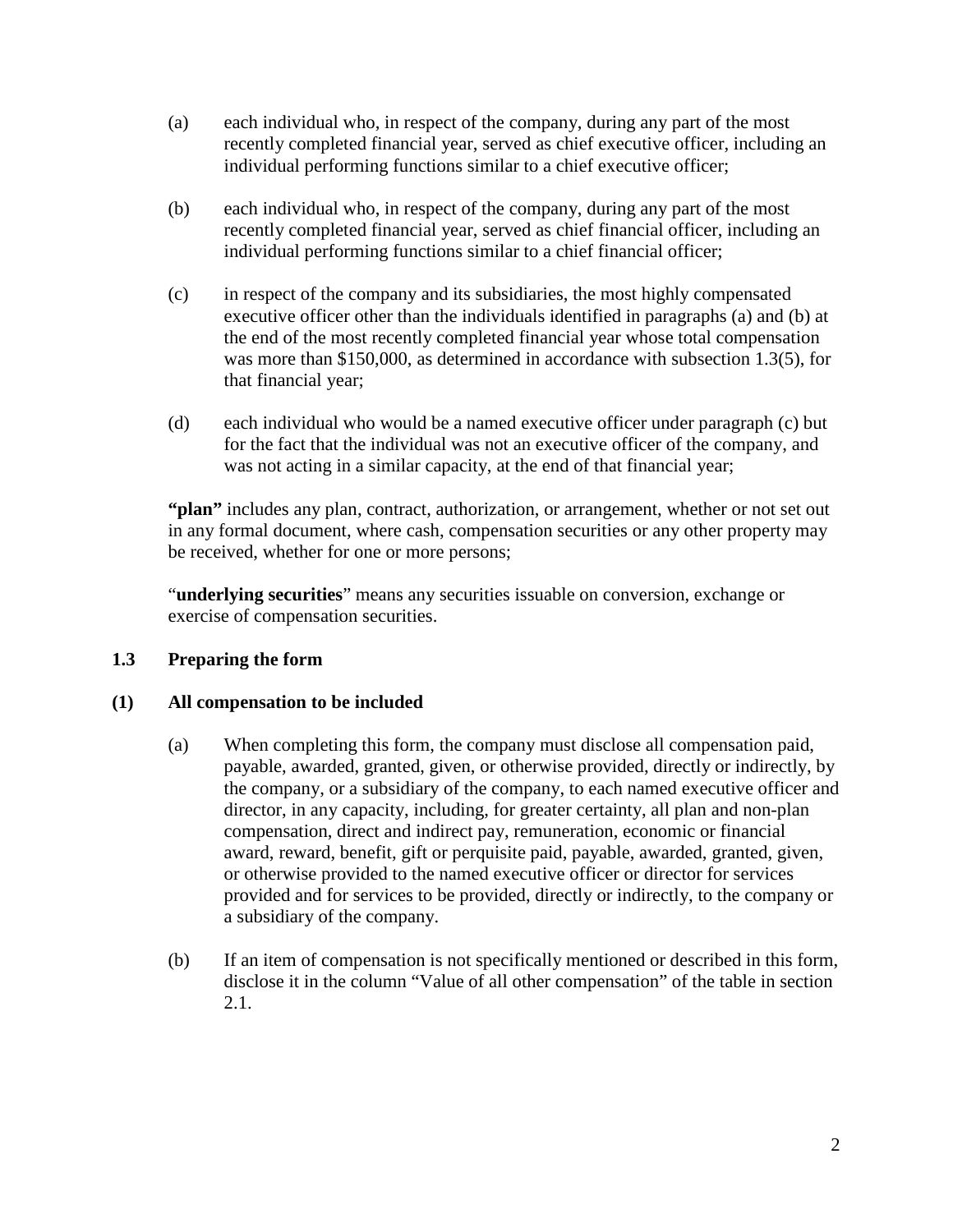(a) each individual who, in respect of the company, during any part of the most recently completed financial year, served as chief executive officer, including an individual performing functions similar to a chief executive officer;

(b) each individual who, in respect of the company, during any part of the most recently completed financial year, served as chief financial officer, including an individual performing functions similar to a chief financial officer;

(c) in respect of the company and its subsidiaries, the most highly compensated executive officer other than the individuals identified in paragraphs (a) and (b) at the end of the most recently completed financial year whose total compensation was more than $150,000, as determined in accordance with subsection 1.3(5), for that financial year;

(d) each individual who would be a named executive officer under paragraph (c) but for the fact that the individual was not an executive officer of the company, and was not acting in a similar capacity, at the end of that financial year;

**"plan"** includes any plan, contract, authorization, or arrangement, whether or not set out in any formal document, where cash, compensation securities or any other property may be received, whether for one or more persons;

"**underlying securities**" means any securities issuable on conversion, exchange or exercise of compensation securities.

### 1.3 Preparing the form

#### (1) All compensation to be included

(a) When completing this form, the company must disclose all compensation paid, payable, awarded, granted, given, or otherwise provided, directly or indirectly, by the company, or a subsidiary of the company, to each named executive officer and director, in any capacity, including, for greater certainty, all plan and non-plan compensation, direct and indirect pay, remuneration, economic or financial award, reward, benefit, gift or perquisite paid, payable, awarded, granted, given, or otherwise provided to the named executive officer or director for services provided and for services to be provided, directly or indirectly, to the company or a subsidiary of the company.

(b) If an item of compensation is not specifically mentioned or described in this form, disclose it in the column "Value of all other compensation" of the table in section 2.1.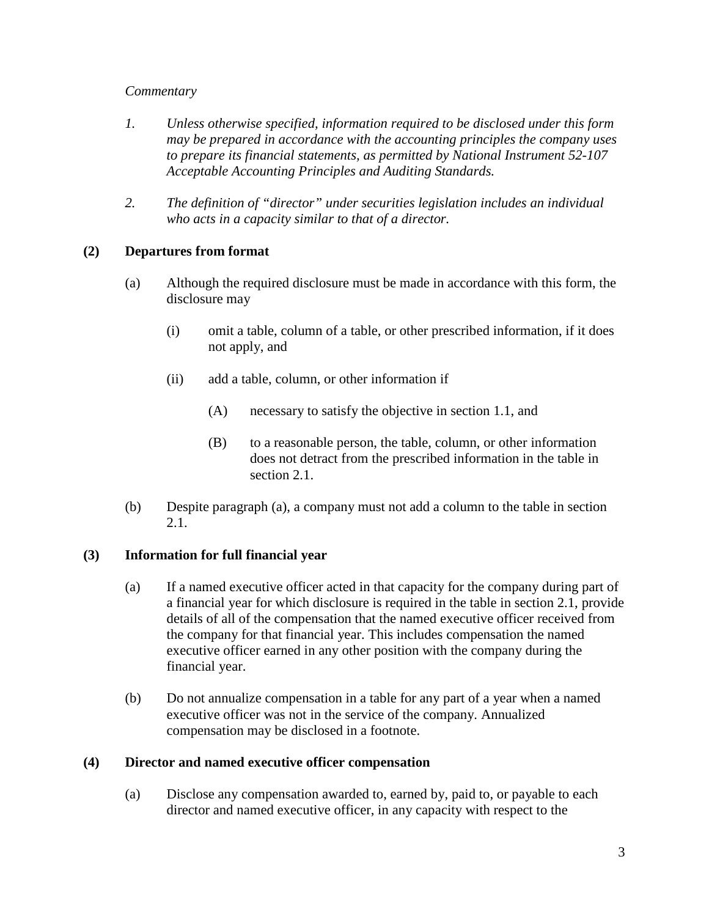*Commentary*

1. *Unless otherwise specified, information required to be disclosed under this form may be prepared in accordance with the accounting principles the company uses to prepare its financial statements, as permitted by National Instrument 52-107 Acceptable Accounting Principles and Auditing Standards.*

2. *The definition of "director" under securities legislation includes an individual who acts in a capacity similar to that of a director.*

**(2) Departures from format**

(a) Although the required disclosure must be made in accordance with this form, the disclosure may

  (i) omit a table, column of a table, or other prescribed information, if it does not apply, and

  (ii) add a table, column, or other information if

    (A) necessary to satisfy the objective in section 1.1, and

    (B) to a reasonable person, the table, column, or other information does not detract from the prescribed information in the table in section 2.1.

(b) Despite paragraph (a), a company must not add a column to the table in section 2.1.

**(3) Information for full financial year**

(a) If a named executive officer acted in that capacity for the company during part of a financial year for which disclosure is required in the table in section 2.1, provide details of all of the compensation that the named executive officer received from the company for that financial year. This includes compensation the named executive officer earned in any other position with the company during the financial year.

(b) Do not annualize compensation in a table for any part of a year when a named executive officer was not in the service of the company. Annualized compensation may be disclosed in a footnote.

**(4) Director and named executive officer compensation**

(a) Disclose any compensation awarded to, earned by, paid to, or payable to each director and named executive officer, in any capacity with respect to the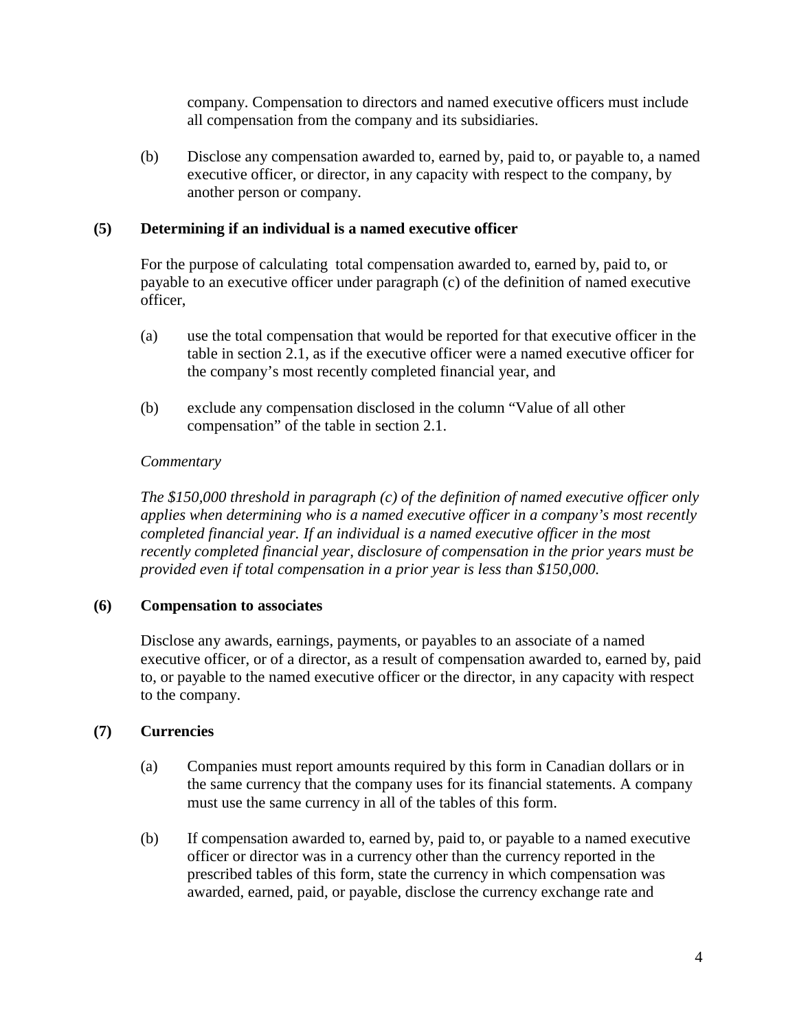company. Compensation to directors and named executive officers must include all compensation from the company and its subsidiaries.

(b) Disclose any compensation awarded to, earned by, paid to, or payable to, a named executive officer, or director, in any capacity with respect to the company, by another person or company.

**(5) Determining if an individual is a named executive officer**

For the purpose of calculating total compensation awarded to, earned by, paid to, or payable to an executive officer under paragraph (c) of the definition of named executive officer,

(a) use the total compensation that would be reported for that executive officer in the table in section 2.1, as if the executive officer were a named executive officer for the company's most recently completed financial year, and

(b) exclude any compensation disclosed in the column "Value of all other compensation" of the table in section 2.1.

*Commentary*

*The $150,000 threshold in paragraph (c) of the definition of named executive officer only applies when determining who is a named executive officer in a company's most recently completed financial year. If an individual is a named executive officer in the most recently completed financial year, disclosure of compensation in the prior years must be provided even if total compensation in a prior year is less than $150,000.*

**(6) Compensation to associates**

Disclose any awards, earnings, payments, or payables to an associate of a named executive officer, or of a director, as a result of compensation awarded to, earned by, paid to, or payable to the named executive officer or the director, in any capacity with respect to the company.

**(7) Currencies**

(a) Companies must report amounts required by this form in Canadian dollars or in the same currency that the company uses for its financial statements. A company must use the same currency in all of the tables of this form.

(b) If compensation awarded to, earned by, paid to, or payable to a named executive officer or director was in a currency other than the currency reported in the prescribed tables of this form, state the currency in which compensation was awarded, earned, paid, or payable, disclose the currency exchange rate and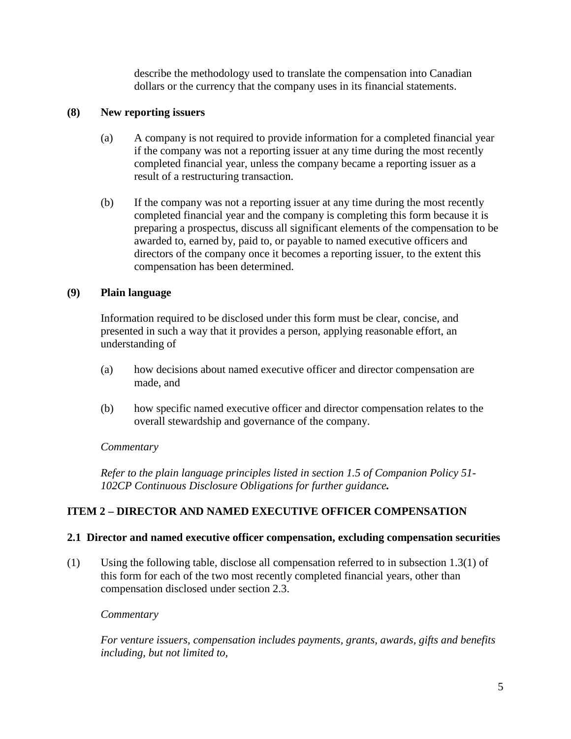describe the methodology used to translate the compensation into Canadian dollars or the currency that the company uses in its financial statements.

**(8) New reporting issuers**

(a) A company is not required to provide information for a completed financial year if the company was not a reporting issuer at any time during the most recently completed financial year, unless the company became a reporting issuer as a result of a restructuring transaction.

(b) If the company was not a reporting issuer at any time during the most recently completed financial year and the company is completing this form because it is preparing a prospectus, discuss all significant elements of the compensation to be awarded to, earned by, paid to, or payable to named executive officers and directors of the company once it becomes a reporting issuer, to the extent this compensation has been determined.

**(9) Plain language**

Information required to be disclosed under this form must be clear, concise, and presented in such a way that it provides a person, applying reasonable effort, an understanding of

(a) how decisions about named executive officer and director compensation are made, and

(b) how specific named executive officer and director compensation relates to the overall stewardship and governance of the company.

*Commentary*

*Refer to the plain language principles listed in section 1.5 of Companion Policy 51-102CP Continuous Disclosure Obligations for further guidance.*

## ITEM 2 – DIRECTOR AND NAMED EXECUTIVE OFFICER COMPENSATION

### 2.1 Director and named executive officer compensation, excluding compensation securities

(1) Using the following table, disclose all compensation referred to in subsection 1.3(1) of this form for each of the two most recently completed financial years, other than compensation disclosed under section 2.3.

*Commentary*

*For venture issuers, compensation includes payments, grants, awards, gifts and benefits including, but not limited to,*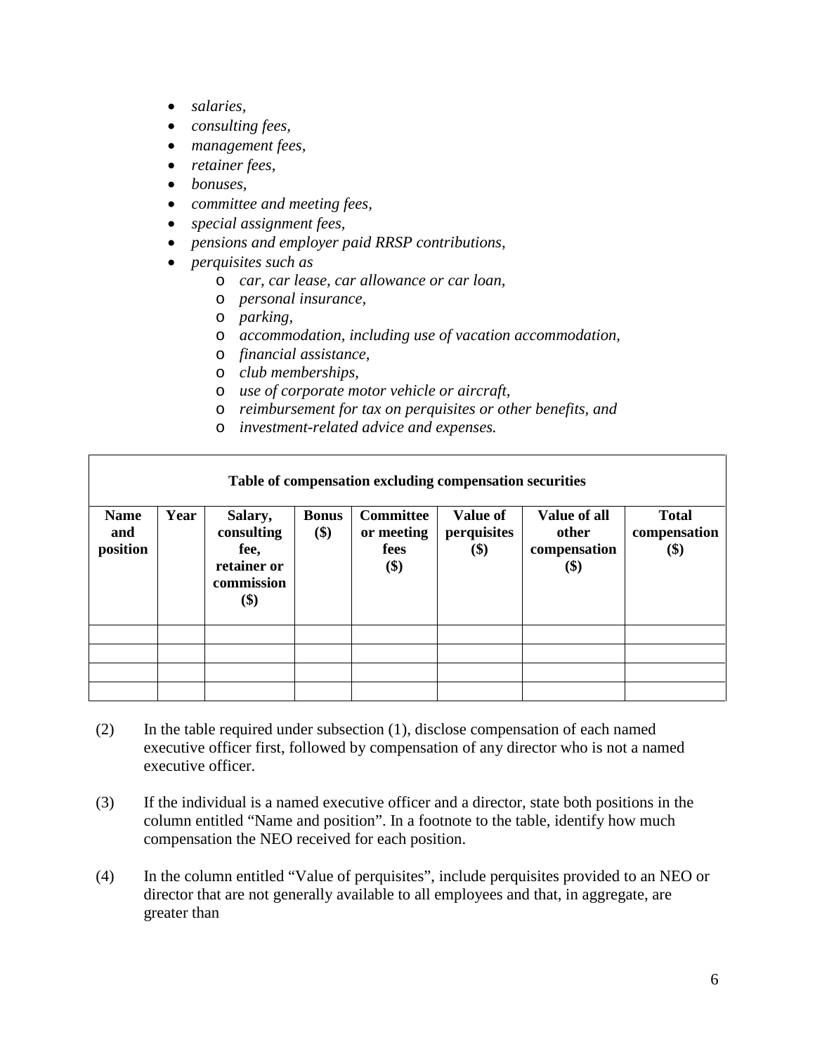- *salaries,*
- *consulting fees,*
- *management fees,*
- *retainer fees,*
- *bonuses,*
- *committee and meeting fees,*
- *special assignment fees,*
- *pensions and employer paid RRSP contributions,*
- *perquisites such as*
  - *car, car lease, car allowance or car loan,*
  - *personal insurance,*
  - *parking,*
  - *accommodation, including use of vacation accommodation,*
  - *financial assistance,*
  - *club memberships,*
  - *use of corporate motor vehicle or aircraft,*
  - *reimbursement for tax on perquisites or other benefits, and*
  - *investment-related advice and expenses.*

| **Table of compensation excluding compensation securities** | | | | | | | |
|---|---|---|---|---|---|---|---|
| **Name and position** | **Year** | **Salary, consulting fee, retainer or commission ($)** | **Bonus ($)** | **Committee or meeting fees ($)** | **Value of perquisites ($)** | **Value of all other compensation ($)** | **Total compensation ($)** |
| | | | | | | | |
| | | | | | | | |
| | | | | | | | |
| | | | | | | | |

(2) In the table required under subsection (1), disclose compensation of each named executive officer first, followed by compensation of any director who is not a named executive officer.

(3) If the individual is a named executive officer and a director, state both positions in the column entitled "Name and position". In a footnote to the table, identify how much compensation the NEO received for each position.

(4) In the column entitled "Value of perquisites", include perquisites provided to an NEO or director that are not generally available to all employees and that, in aggregate, are greater than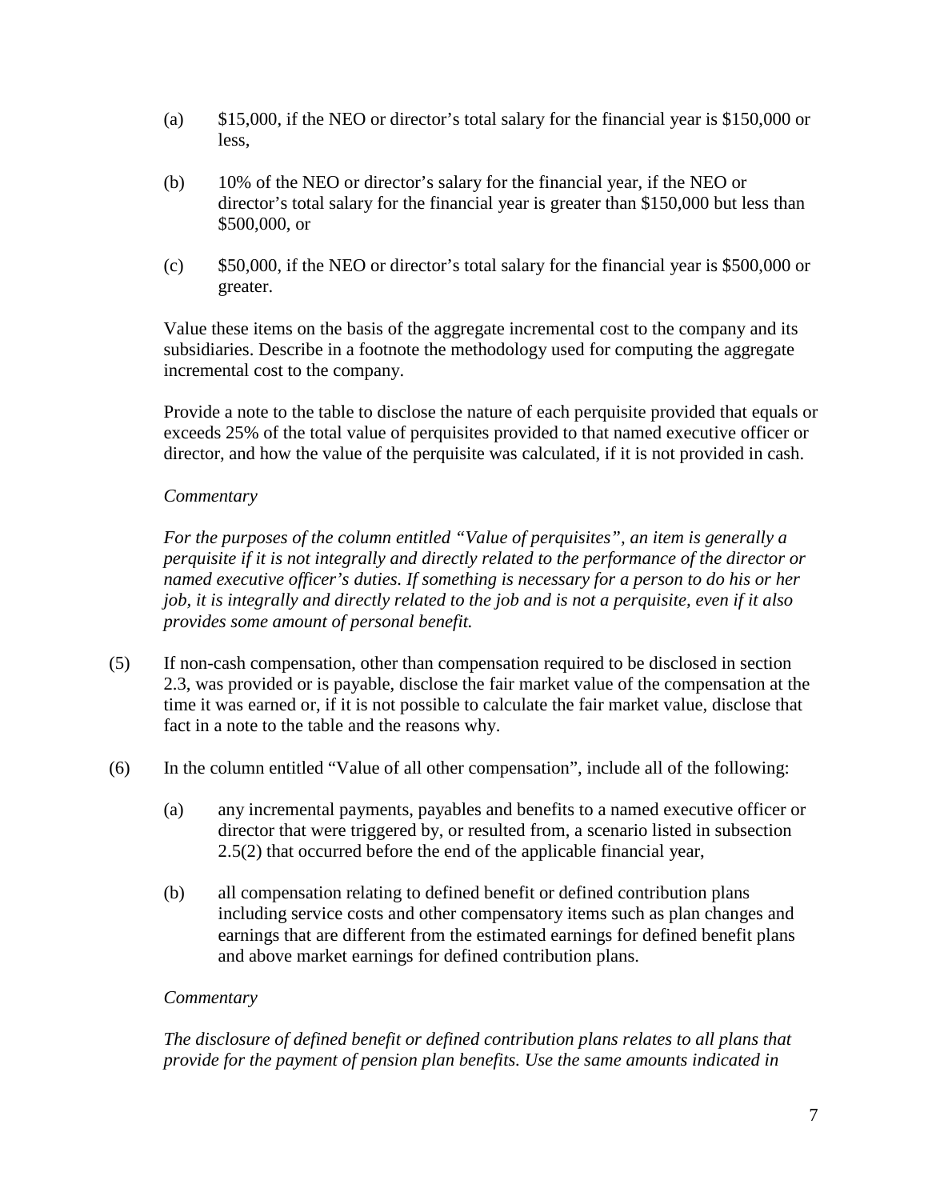(a) $15,000, if the NEO or director's total salary for the financial year is $150,000 or less,

(b) 10% of the NEO or director's salary for the financial year, if the NEO or director's total salary for the financial year is greater than $150,000 but less than $500,000, or

(c) $50,000, if the NEO or director's total salary for the financial year is $500,000 or greater.

Value these items on the basis of the aggregate incremental cost to the company and its subsidiaries. Describe in a footnote the methodology used for computing the aggregate incremental cost to the company.

Provide a note to the table to disclose the nature of each perquisite provided that equals or exceeds 25% of the total value of perquisites provided to that named executive officer or director, and how the value of the perquisite was calculated, if it is not provided in cash.

*Commentary*

*For the purposes of the column entitled "Value of perquisites", an item is generally a perquisite if it is not integrally and directly related to the performance of the director or named executive officer's duties. If something is necessary for a person to do his or her job, it is integrally and directly related to the job and is not a perquisite, even if it also provides some amount of personal benefit.*

(5) If non-cash compensation, other than compensation required to be disclosed in section 2.3, was provided or is payable, disclose the fair market value of the compensation at the time it was earned or, if it is not possible to calculate the fair market value, disclose that fact in a note to the table and the reasons why.

(6) In the column entitled "Value of all other compensation", include all of the following:

(a) any incremental payments, payables and benefits to a named executive officer or director that were triggered by, or resulted from, a scenario listed in subsection 2.5(2) that occurred before the end of the applicable financial year,

(b) all compensation relating to defined benefit or defined contribution plans including service costs and other compensatory items such as plan changes and earnings that are different from the estimated earnings for defined benefit plans and above market earnings for defined contribution plans.

*Commentary*

*The disclosure of defined benefit or defined contribution plans relates to all plans that provide for the payment of pension plan benefits. Use the same amounts indicated in*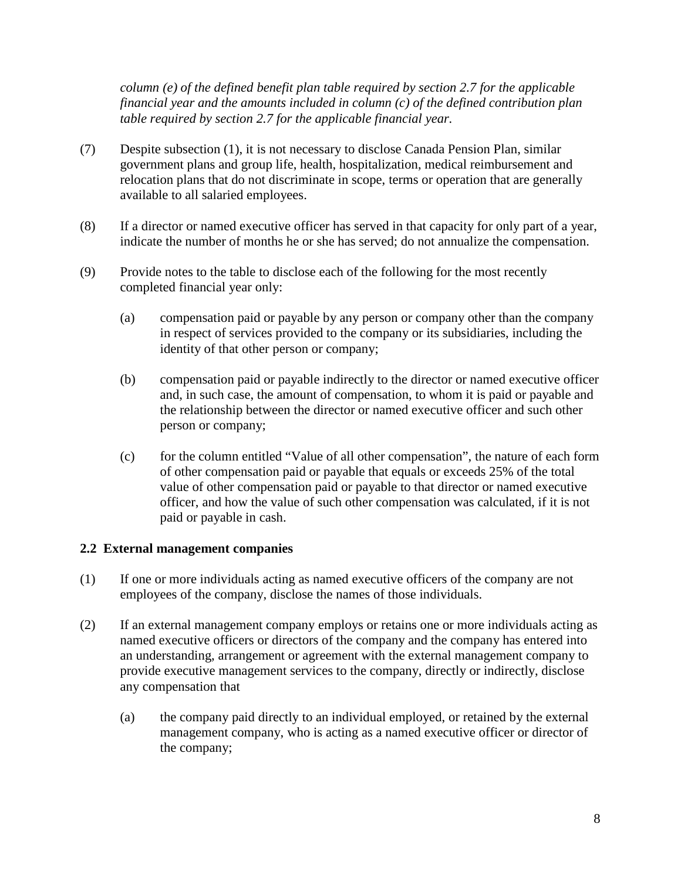*column (e) of the defined benefit plan table required by section 2.7 for the applicable financial year and the amounts included in column (c) of the defined contribution plan table required by section 2.7 for the applicable financial year.*

(7) Despite subsection (1), it is not necessary to disclose Canada Pension Plan, similar government plans and group life, health, hospitalization, medical reimbursement and relocation plans that do not discriminate in scope, terms or operation that are generally available to all salaried employees.

(8) If a director or named executive officer has served in that capacity for only part of a year, indicate the number of months he or she has served; do not annualize the compensation.

(9) Provide notes to the table to disclose each of the following for the most recently completed financial year only:

(a) compensation paid or payable by any person or company other than the company in respect of services provided to the company or its subsidiaries, including the identity of that other person or company;

(b) compensation paid or payable indirectly to the director or named executive officer and, in such case, the amount of compensation, to whom it is paid or payable and the relationship between the director or named executive officer and such other person or company;

(c) for the column entitled "Value of all other compensation", the nature of each form of other compensation paid or payable that equals or exceeds 25% of the total value of other compensation paid or payable to that director or named executive officer, and how the value of such other compensation was calculated, if it is not paid or payable in cash.

**2.2 External management companies**

(1) If one or more individuals acting as named executive officers of the company are not employees of the company, disclose the names of those individuals.

(2) If an external management company employs or retains one or more individuals acting as named executive officers or directors of the company and the company has entered into an understanding, arrangement or agreement with the external management company to provide executive management services to the company, directly or indirectly, disclose any compensation that

(a) the company paid directly to an individual employed, or retained by the external management company, who is acting as a named executive officer or director of the company;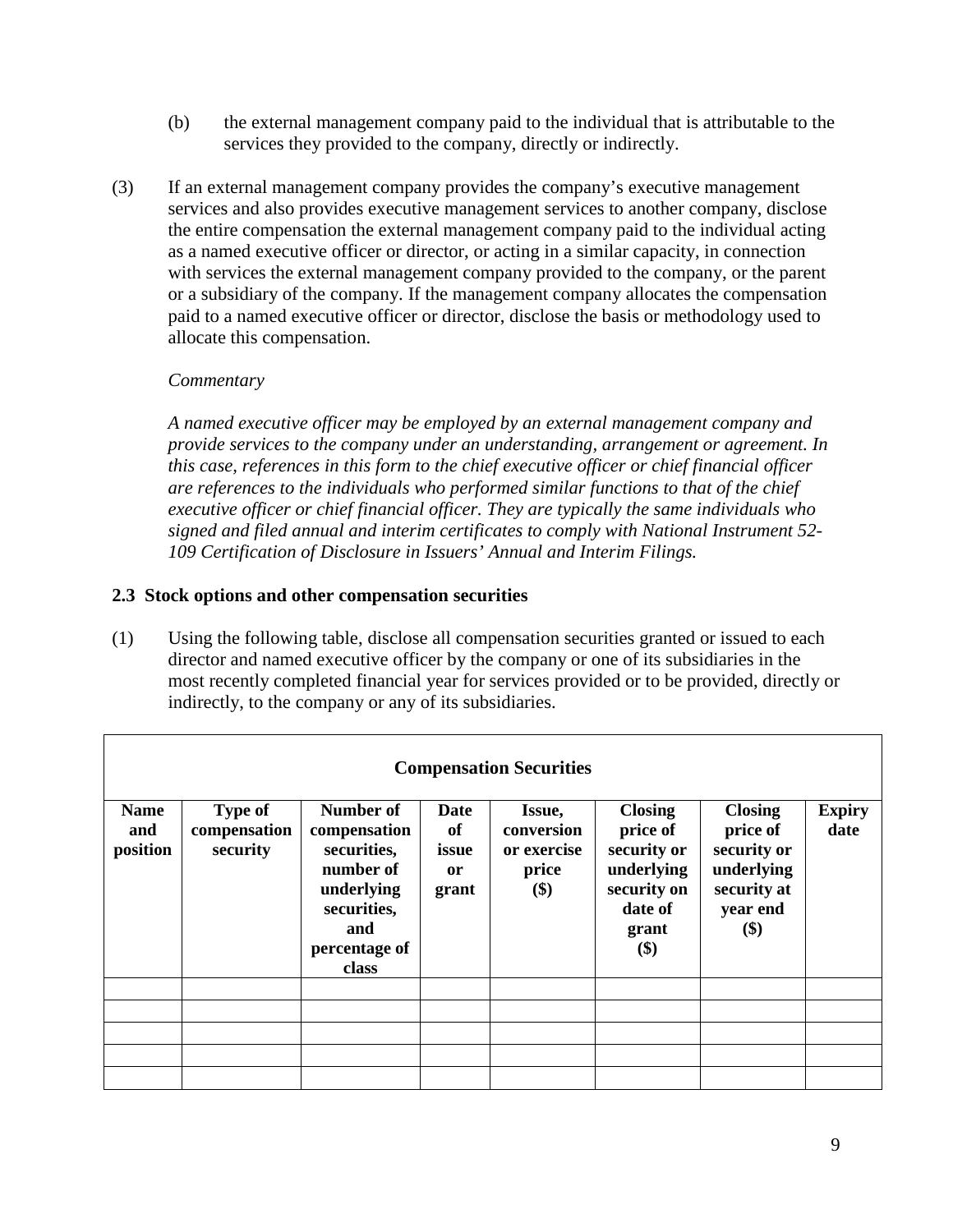(b) the external management company paid to the individual that is attributable to the services they provided to the company, directly or indirectly.

(3) If an external management company provides the company's executive management services and also provides executive management services to another company, disclose the entire compensation the external management company paid to the individual acting as a named executive officer or director, or acting in a similar capacity, in connection with services the external management company provided to the company, or the parent or a subsidiary of the company. If the management company allocates the compensation paid to a named executive officer or director, disclose the basis or methodology used to allocate this compensation.

*Commentary*

*A named executive officer may be employed by an external management company and provide services to the company under an understanding, arrangement or agreement. In this case, references in this form to the chief executive officer or chief financial officer are references to the individuals who performed similar functions to that of the chief executive officer or chief financial officer. They are typically the same individuals who signed and filed annual and interim certificates to comply with National Instrument 52-109 Certification of Disclosure in Issuers' Annual and Interim Filings.*

### 2.3 Stock options and other compensation securities

(1) Using the following table, disclose all compensation securities granted or issued to each director and named executive officer by the company or one of its subsidiaries in the most recently completed financial year for services provided or to be provided, directly or indirectly, to the company or any of its subsidiaries.

| **Compensation Securities** | | | | | | | |
|---|---|---|---|---|---|---|---|
| **Name and position** | **Type of compensation security** | **Number of compensation securities, number of underlying securities, and percentage of class** | **Date of issue or grant** | **Issue, conversion or exercise price ($)** | **Closing price of security or underlying security on date of grant ($)** | **Closing price of security or underlying security at year end ($)** | **Expiry date** |
| | | | | | | | |
| | | | | | | | |
| | | | | | | | |
| | | | | | | | |
| | | | | | | | |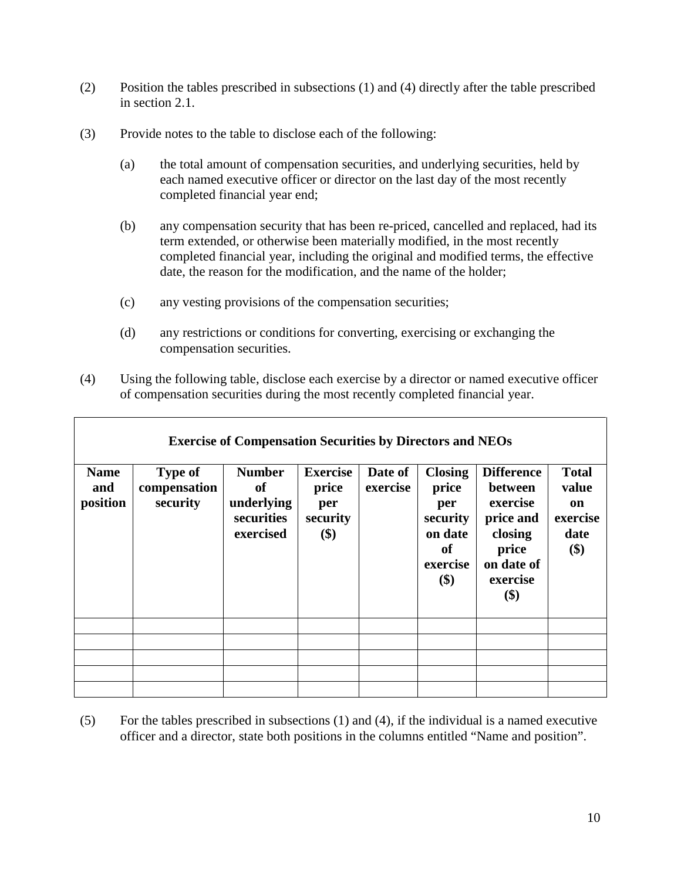(2) Position the tables prescribed in subsections (1) and (4) directly after the table prescribed in section 2.1.

(3) Provide notes to the table to disclose each of the following:

(a) the total amount of compensation securities, and underlying securities, held by each named executive officer or director on the last day of the most recently completed financial year end;

(b) any compensation security that has been re-priced, cancelled and replaced, had its term extended, or otherwise been materially modified, in the most recently completed financial year, including the original and modified terms, the effective date, the reason for the modification, and the name of the holder;

(c) any vesting provisions of the compensation securities;

(d) any restrictions or conditions for converting, exercising or exchanging the compensation securities.

(4) Using the following table, disclose each exercise by a director or named executive officer of compensation securities during the most recently completed financial year.

| **Exercise of Compensation Securities by Directors and NEOs** | | | | | | | |
|---|---|---|---|---|---|---|---|
| **Name and position** | **Type of compensation security** | **Number of underlying securities exercised** | **Exercise price per security ($)** | **Date of exercise** | **Closing price per security on date of exercise ($)** | **Difference between exercise price and closing price on date of exercise ($)** | **Total value on exercise date ($)** |
| | | | | | | | |
| | | | | | | | |
| | | | | | | | |
| | | | | | | | |
| | | | | | | | |

(5) For the tables prescribed in subsections (1) and (4), if the individual is a named executive officer and a director, state both positions in the columns entitled "Name and position".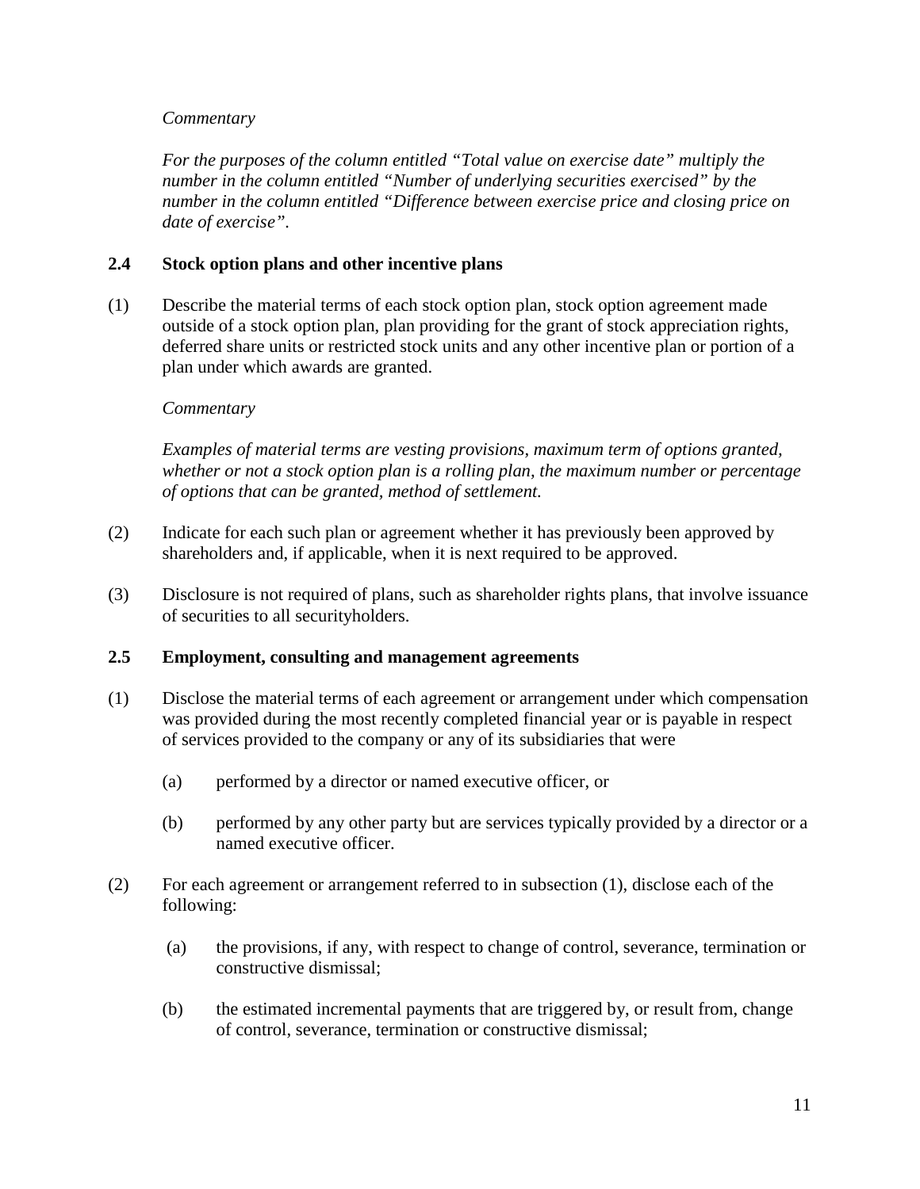*Commentary*

*For the purposes of the column entitled "Total value on exercise date" multiply the number in the column entitled "Number of underlying securities exercised" by the number in the column entitled "Difference between exercise price and closing price on date of exercise".*

### 2.4 Stock option plans and other incentive plans

(1) Describe the material terms of each stock option plan, stock option agreement made outside of a stock option plan, plan providing for the grant of stock appreciation rights, deferred share units or restricted stock units and any other incentive plan or portion of a plan under which awards are granted.

*Commentary*

*Examples of material terms are vesting provisions, maximum term of options granted, whether or not a stock option plan is a rolling plan, the maximum number or percentage of options that can be granted, method of settlement.*

(2) Indicate for each such plan or agreement whether it has previously been approved by shareholders and, if applicable, when it is next required to be approved.

(3) Disclosure is not required of plans, such as shareholder rights plans, that involve issuance of securities to all securityholders.

### 2.5 Employment, consulting and management agreements

(1) Disclose the material terms of each agreement or arrangement under which compensation was provided during the most recently completed financial year or is payable in respect of services provided to the company or any of its subsidiaries that were

(a) performed by a director or named executive officer, or

(b) performed by any other party but are services typically provided by a director or a named executive officer.

(2) For each agreement or arrangement referred to in subsection (1), disclose each of the following:

(a) the provisions, if any, with respect to change of control, severance, termination or constructive dismissal;

(b) the estimated incremental payments that are triggered by, or result from, change of control, severance, termination or constructive dismissal;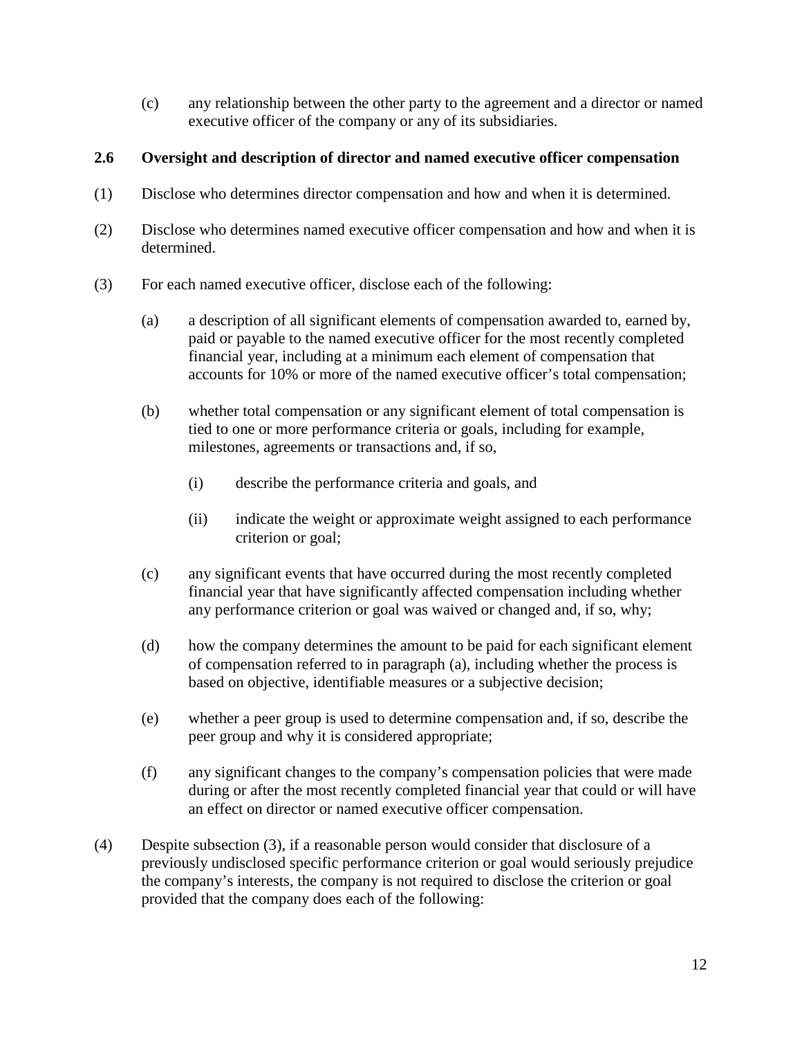(c) any relationship between the other party to the agreement and a director or named executive officer of the company or any of its subsidiaries.

**2.6 Oversight and description of director and named executive officer compensation**

(1) Disclose who determines director compensation and how and when it is determined.

(2) Disclose who determines named executive officer compensation and how and when it is determined.

(3) For each named executive officer, disclose each of the following:

(a) a description of all significant elements of compensation awarded to, earned by, paid or payable to the named executive officer for the most recently completed financial year, including at a minimum each element of compensation that accounts for 10% or more of the named executive officer's total compensation;

(b) whether total compensation or any significant element of total compensation is tied to one or more performance criteria or goals, including for example, milestones, agreements or transactions and, if so,

(i) describe the performance criteria and goals, and

(ii) indicate the weight or approximate weight assigned to each performance criterion or goal;

(c) any significant events that have occurred during the most recently completed financial year that have significantly affected compensation including whether any performance criterion or goal was waived or changed and, if so, why;

(d) how the company determines the amount to be paid for each significant element of compensation referred to in paragraph (a), including whether the process is based on objective, identifiable measures or a subjective decision;

(e) whether a peer group is used to determine compensation and, if so, describe the peer group and why it is considered appropriate;

(f) any significant changes to the company's compensation policies that were made during or after the most recently completed financial year that could or will have an effect on director or named executive officer compensation.

(4) Despite subsection (3), if a reasonable person would consider that disclosure of a previously undisclosed specific performance criterion or goal would seriously prejudice the company's interests, the company is not required to disclose the criterion or goal provided that the company does each of the following: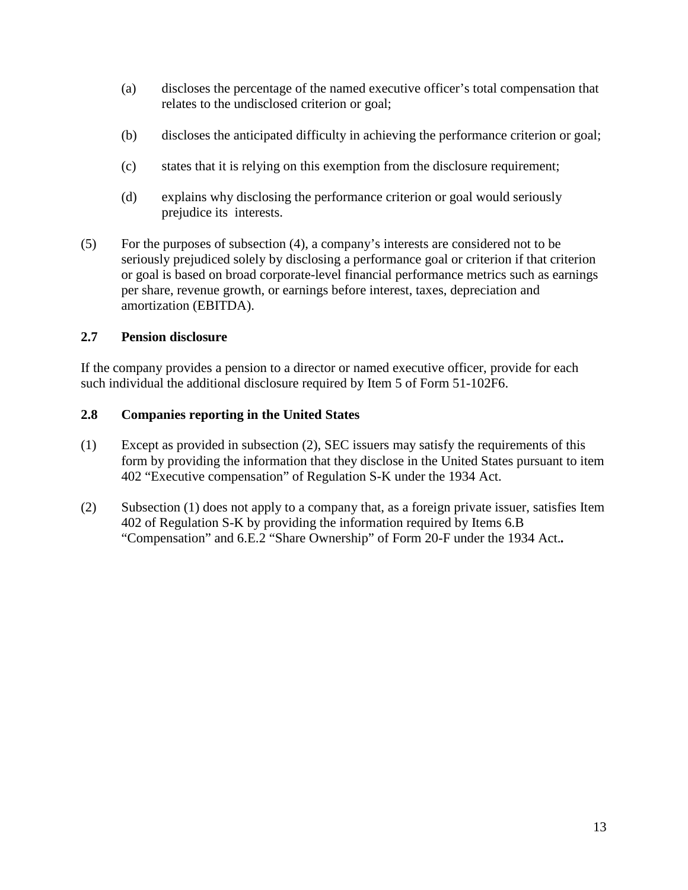(a) discloses the percentage of the named executive officer's total compensation that relates to the undisclosed criterion or goal;

(b) discloses the anticipated difficulty in achieving the performance criterion or goal;

(c) states that it is relying on this exemption from the disclosure requirement;

(d) explains why disclosing the performance criterion or goal would seriously prejudice its interests.

(5) For the purposes of subsection (4), a company's interests are considered not to be seriously prejudiced solely by disclosing a performance goal or criterion if that criterion or goal is based on broad corporate-level financial performance metrics such as earnings per share, revenue growth, or earnings before interest, taxes, depreciation and amortization (EBITDA).

### 2.7 Pension disclosure

If the company provides a pension to a director or named executive officer, provide for each such individual the additional disclosure required by Item 5 of Form 51-102F6.

### 2.8 Companies reporting in the United States

(1) Except as provided in subsection (2), SEC issuers may satisfy the requirements of this form by providing the information that they disclose in the United States pursuant to item 402 "Executive compensation" of Regulation S-K under the 1934 Act.

(2) Subsection (1) does not apply to a company that, as a foreign private issuer, satisfies Item 402 of Regulation S-K by providing the information required by Items 6.B "Compensation" and 6.E.2 "Share Ownership" of Form 20-F under the 1934 Act..